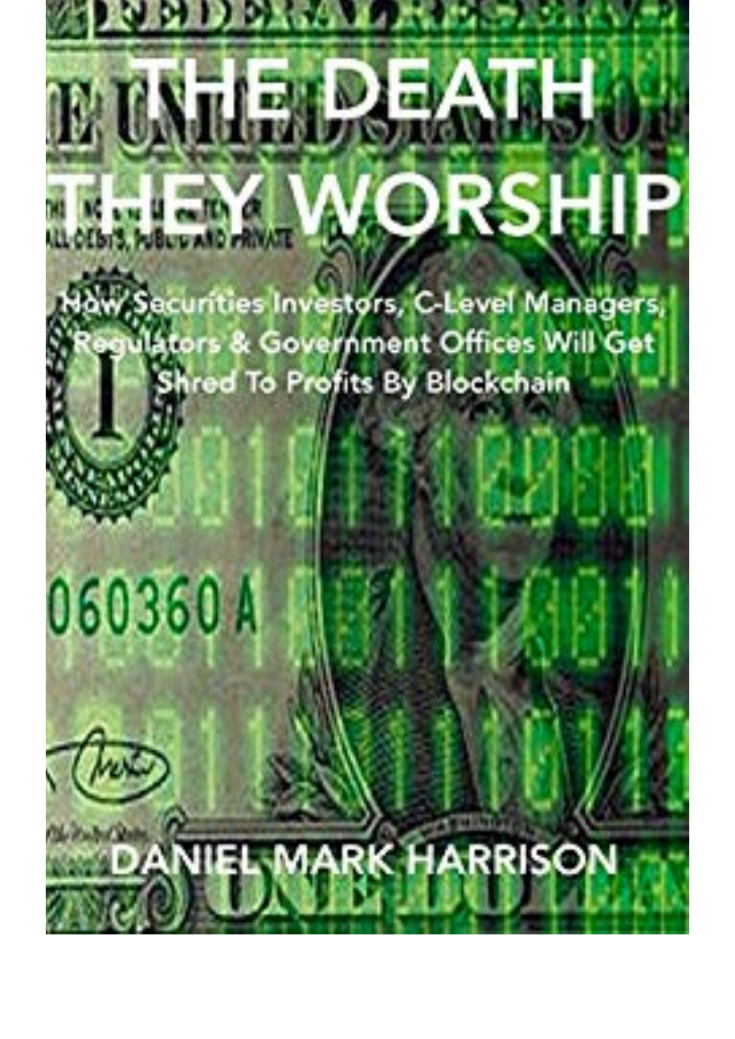# THE DEATH THEY WORSHIP

## How Securities Investors, C-Level Managers, Regulators & Government Offices Will Get Shred To Profits By Blockchain

DANIEL MARK HARRISON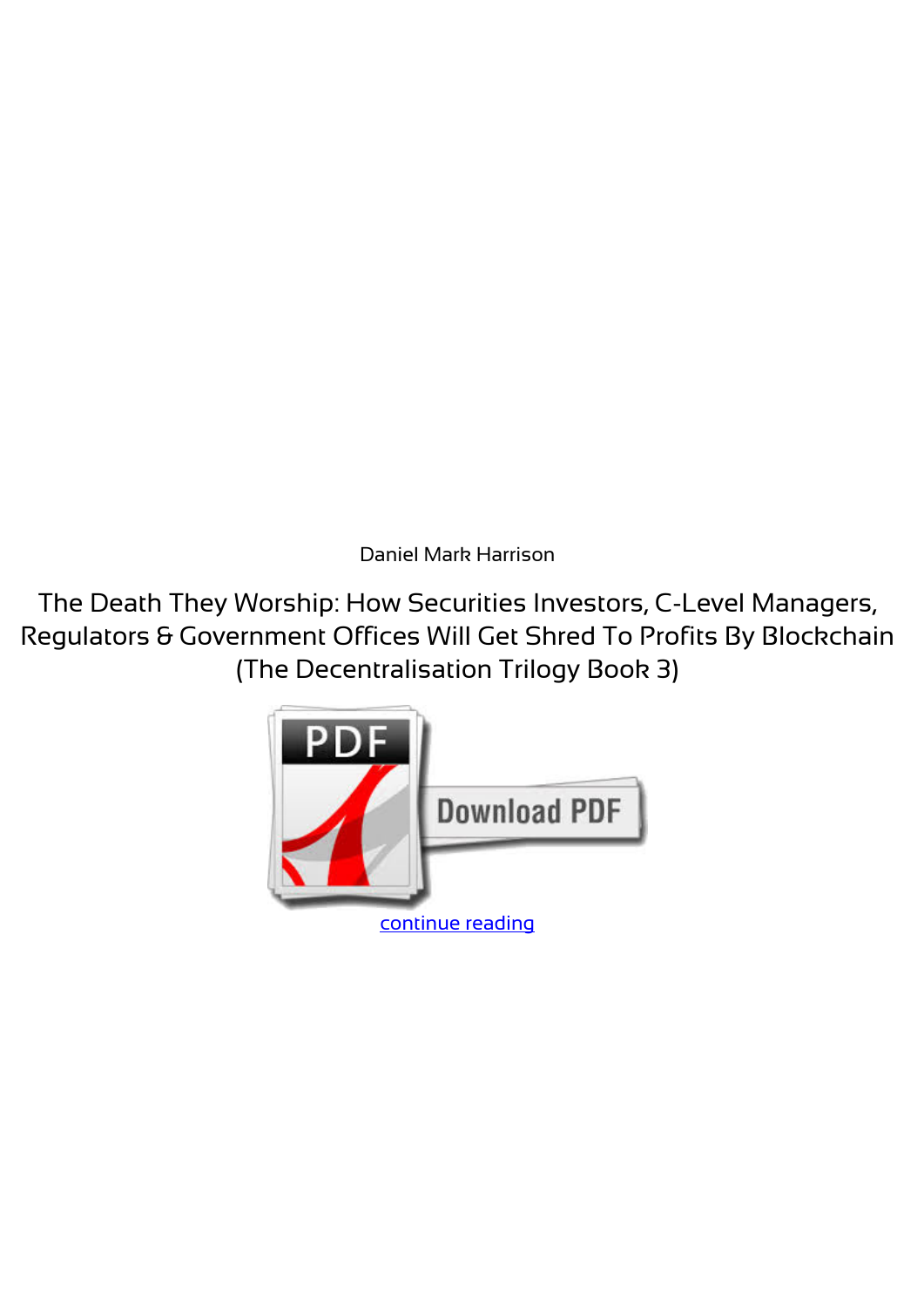Daniel Mark Harrison

The Death They Worship: How Securities Investors, C-Level Managers, Regulators & Government Offices Will Get Shred To Profits By Blockchain (The Decentralisation Trilogy Book 3)

continue reading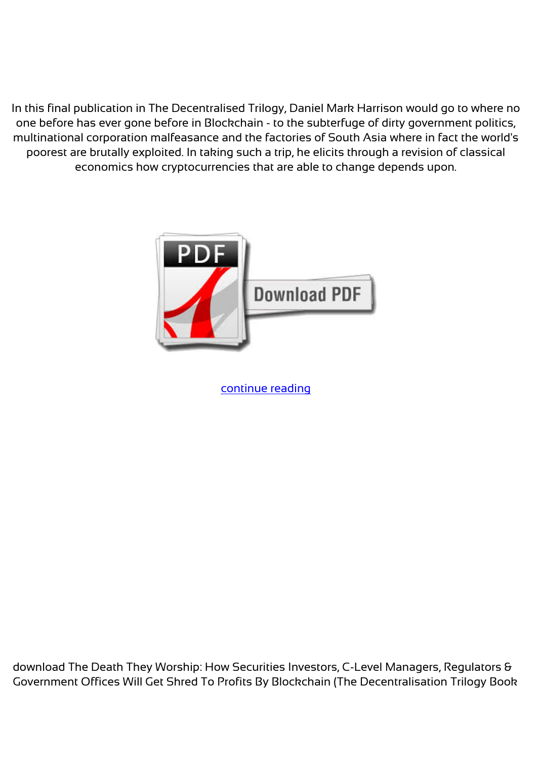In this final publication in The Decentralised Trilogy, Daniel Mark Harrison would go to where no one before has ever gone before in Blockchain - to the subterfuge of dirty government politics, multinational corporation malfeasance and the factories of South Asia where in fact the world's poorest are brutally exploited. In taking such a trip, he elicits through a revision of classical economics how cryptocurrencies that are able to change depends upon.

continue reading

download The Death They Worship: How Securities Investors, C-Level Managers, Regulators & Government Offices Will Get Shred To Profits By Blockchain (The Decentralisation Trilogy Book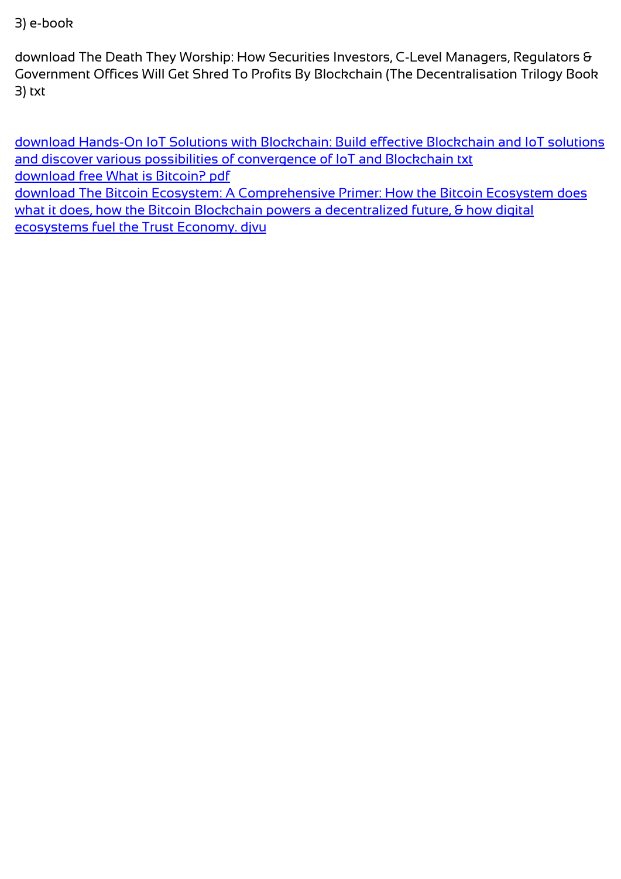3) e-book

download The Death They Worship: How Securities Investors, C-Level Managers, Regulators & Government Offices Will Get Shred To Profits By Blockchain (The Decentralisation Trilogy Book 3) txt

download Hands-On IoT Solutions with Blockchain: Build effective Blockchain and IoT solutions and discover various possibilities of convergence of IoT and Blockchain txt
download free What is Bitcoin? pdf
download The Bitcoin Ecosystem: A Comprehensive Primer: How the Bitcoin Ecosystem does what it does, how the Bitcoin Blockchain powers a decentralized future, & how digital ecosystems fuel the Trust Economy. djvu